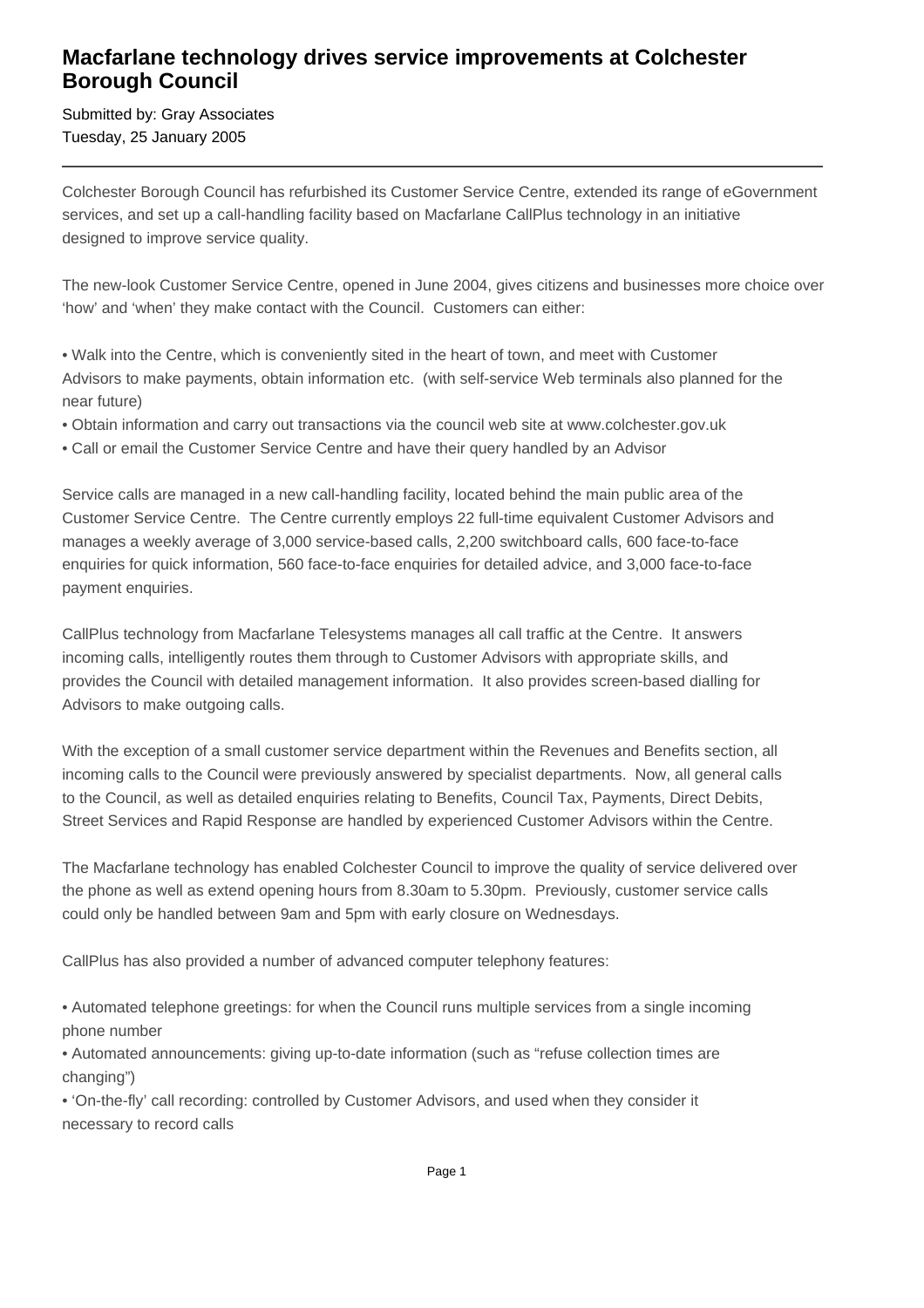# Macfarlane technology drives service improvements at Colchester Borough Council

Submitted by: Gray Associates
Tuesday, 25 January 2005

---

Colchester Borough Council has refurbished its Customer Service Centre, extended its range of eGovernment services, and set up a call-handling facility based on Macfarlane CallPlus technology in an initiative designed to improve service quality.

The new-look Customer Service Centre, opened in June 2004, gives citizens and businesses more choice over 'how' and 'when' they make contact with the Council. Customers can either:

• Walk into the Centre, which is conveniently sited in the heart of town, and meet with Customer Advisors to make payments, obtain information etc. (with self-service Web terminals also planned for the near future)
• Obtain information and carry out transactions via the council web site at www.colchester.gov.uk
• Call or email the Customer Service Centre and have their query handled by an Advisor

Service calls are managed in a new call-handling facility, located behind the main public area of the Customer Service Centre. The Centre currently employs 22 full-time equivalent Customer Advisors and manages a weekly average of 3,000 service-based calls, 2,200 switchboard calls, 600 face-to-face enquiries for quick information, 560 face-to-face enquiries for detailed advice, and 3,000 face-to-face payment enquiries.

CallPlus technology from Macfarlane Telesystems manages all call traffic at the Centre. It answers incoming calls, intelligently routes them through to Customer Advisors with appropriate skills, and provides the Council with detailed management information. It also provides screen-based dialling for Advisors to make outgoing calls.

With the exception of a small customer service department within the Revenues and Benefits section, all incoming calls to the Council were previously answered by specialist departments. Now, all general calls to the Council, as well as detailed enquiries relating to Benefits, Council Tax, Payments, Direct Debits, Street Services and Rapid Response are handled by experienced Customer Advisors within the Centre.

The Macfarlane technology has enabled Colchester Council to improve the quality of service delivered over the phone as well as extend opening hours from 8.30am to 5.30pm. Previously, customer service calls could only be handled between 9am and 5pm with early closure on Wednesdays.

CallPlus has also provided a number of advanced computer telephony features:

• Automated telephone greetings: for when the Council runs multiple services from a single incoming phone number
• Automated announcements: giving up-to-date information (such as "refuse collection times are changing")
• 'On-the-fly' call recording: controlled by Customer Advisors, and used when they consider it necessary to record calls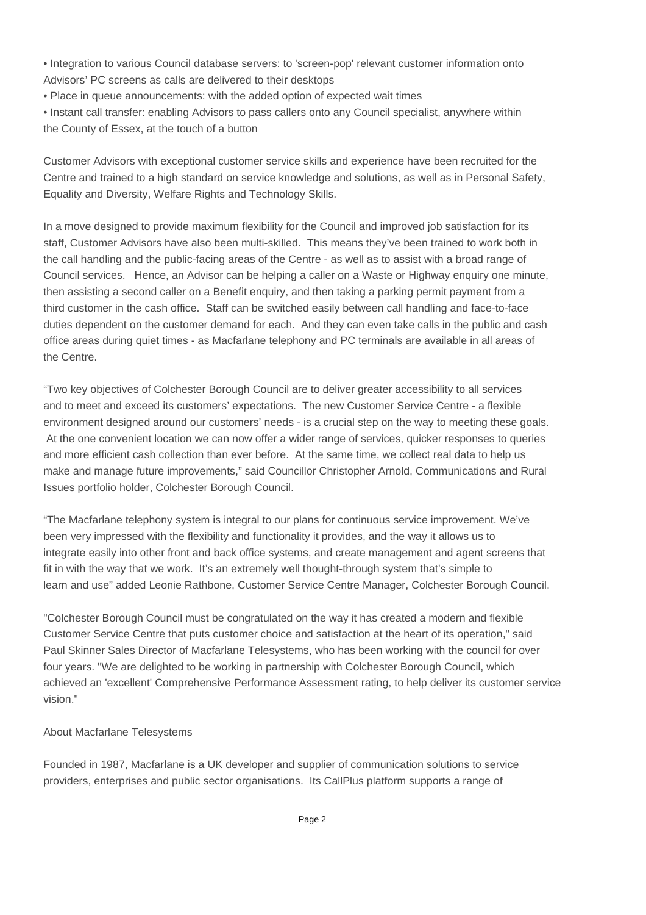- Integration to various Council database servers: to 'screen-pop' relevant customer information onto Advisors' PC screens as calls are delivered to their desktops
- Place in queue announcements: with the added option of expected wait times
- Instant call transfer: enabling Advisors to pass callers onto any Council specialist, anywhere within the County of Essex, at the touch of a button

Customer Advisors with exceptional customer service skills and experience have been recruited for the Centre and trained to a high standard on service knowledge and solutions, as well as in Personal Safety, Equality and Diversity, Welfare Rights and Technology Skills.

In a move designed to provide maximum flexibility for the Council and improved job satisfaction for its staff, Customer Advisors have also been multi-skilled. This means they've been trained to work both in the call handling and the public-facing areas of the Centre - as well as to assist with a broad range of Council services. Hence, an Advisor can be helping a caller on a Waste or Highway enquiry one minute, then assisting a second caller on a Benefit enquiry, and then taking a parking permit payment from a third customer in the cash office. Staff can be switched easily between call handling and face-to-face duties dependent on the customer demand for each. And they can even take calls in the public and cash office areas during quiet times - as Macfarlane telephony and PC terminals are available in all areas of the Centre.

"Two key objectives of Colchester Borough Council are to deliver greater accessibility to all services and to meet and exceed its customers' expectations. The new Customer Service Centre - a flexible environment designed around our customers' needs - is a crucial step on the way to meeting these goals. At the one convenient location we can now offer a wider range of services, quicker responses to queries and more efficient cash collection than ever before. At the same time, we collect real data to help us make and manage future improvements," said Councillor Christopher Arnold, Communications and Rural Issues portfolio holder, Colchester Borough Council.

"The Macfarlane telephony system is integral to our plans for continuous service improvement. We've been very impressed with the flexibility and functionality it provides, and the way it allows us to integrate easily into other front and back office systems, and create management and agent screens that fit in with the way that we work. It's an extremely well thought-through system that's simple to learn and use" added Leonie Rathbone, Customer Service Centre Manager, Colchester Borough Council.

"Colchester Borough Council must be congratulated on the way it has created a modern and flexible Customer Service Centre that puts customer choice and satisfaction at the heart of its operation," said Paul Skinner Sales Director of Macfarlane Telesystems, who has been working with the council for over four years. "We are delighted to be working in partnership with Colchester Borough Council, which achieved an 'excellent' Comprehensive Performance Assessment rating, to help deliver its customer service vision."

About Macfarlane Telesystems

Founded in 1987, Macfarlane is a UK developer and supplier of communication solutions to service providers, enterprises and public sector organisations. Its CallPlus platform supports a range of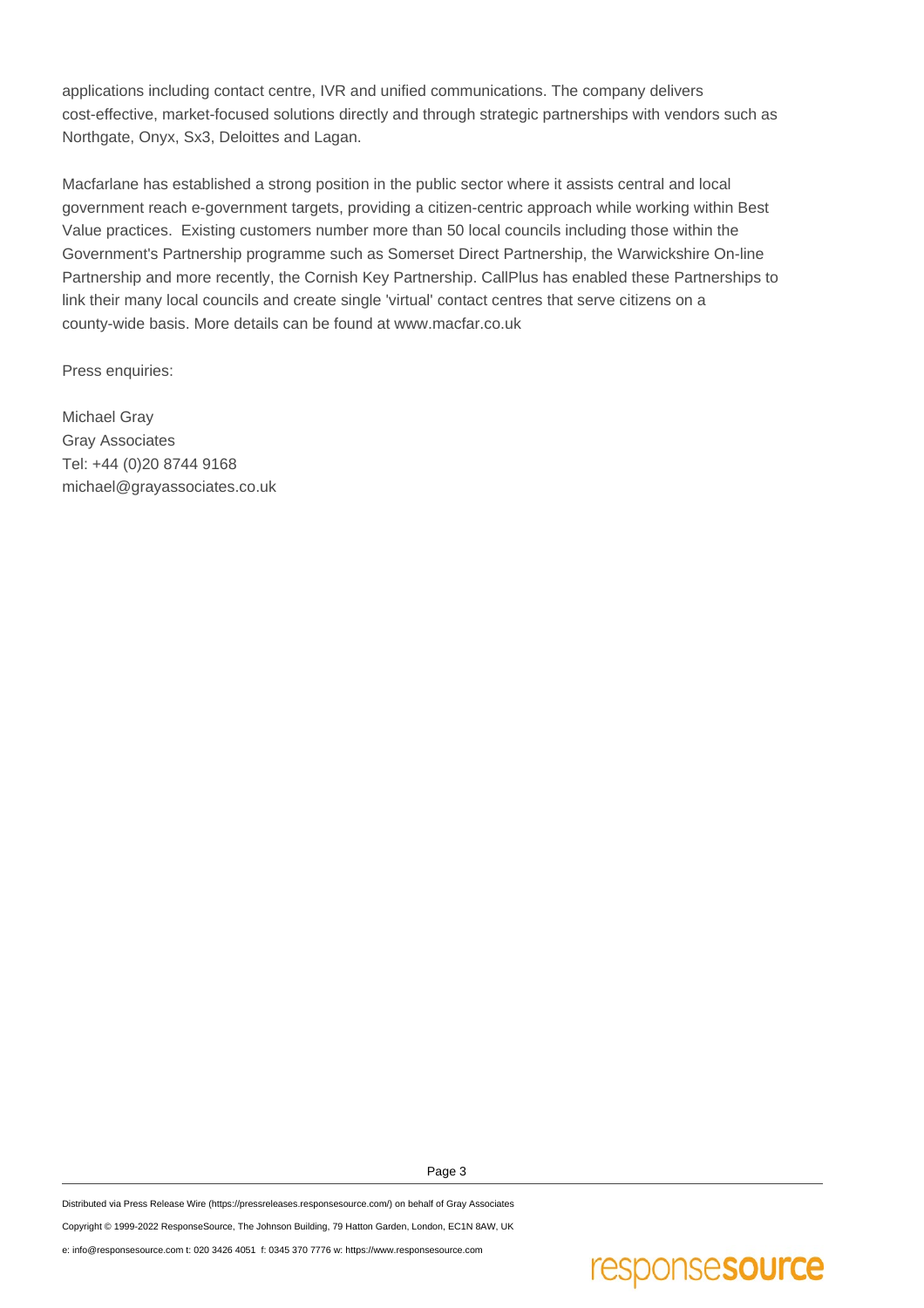applications including contact centre, IVR and unified communications. The company delivers cost-effective, market-focused solutions directly and through strategic partnerships with vendors such as Northgate, Onyx, Sx3, Deloittes and Lagan.

Macfarlane has established a strong position in the public sector where it assists central and local government reach e-government targets, providing a citizen-centric approach while working within Best Value practices. Existing customers number more than 50 local councils including those within the Government's Partnership programme such as Somerset Direct Partnership, the Warwickshire On-line Partnership and more recently, the Cornish Key Partnership. CallPlus has enabled these Partnerships to link their many local councils and create single 'virtual' contact centres that serve citizens on a county-wide basis. More details can be found at www.macfar.co.uk

Press enquiries:

Michael Gray
Gray Associates
Tel: +44 (0)20 8744 9168
michael@grayassociates.co.uk